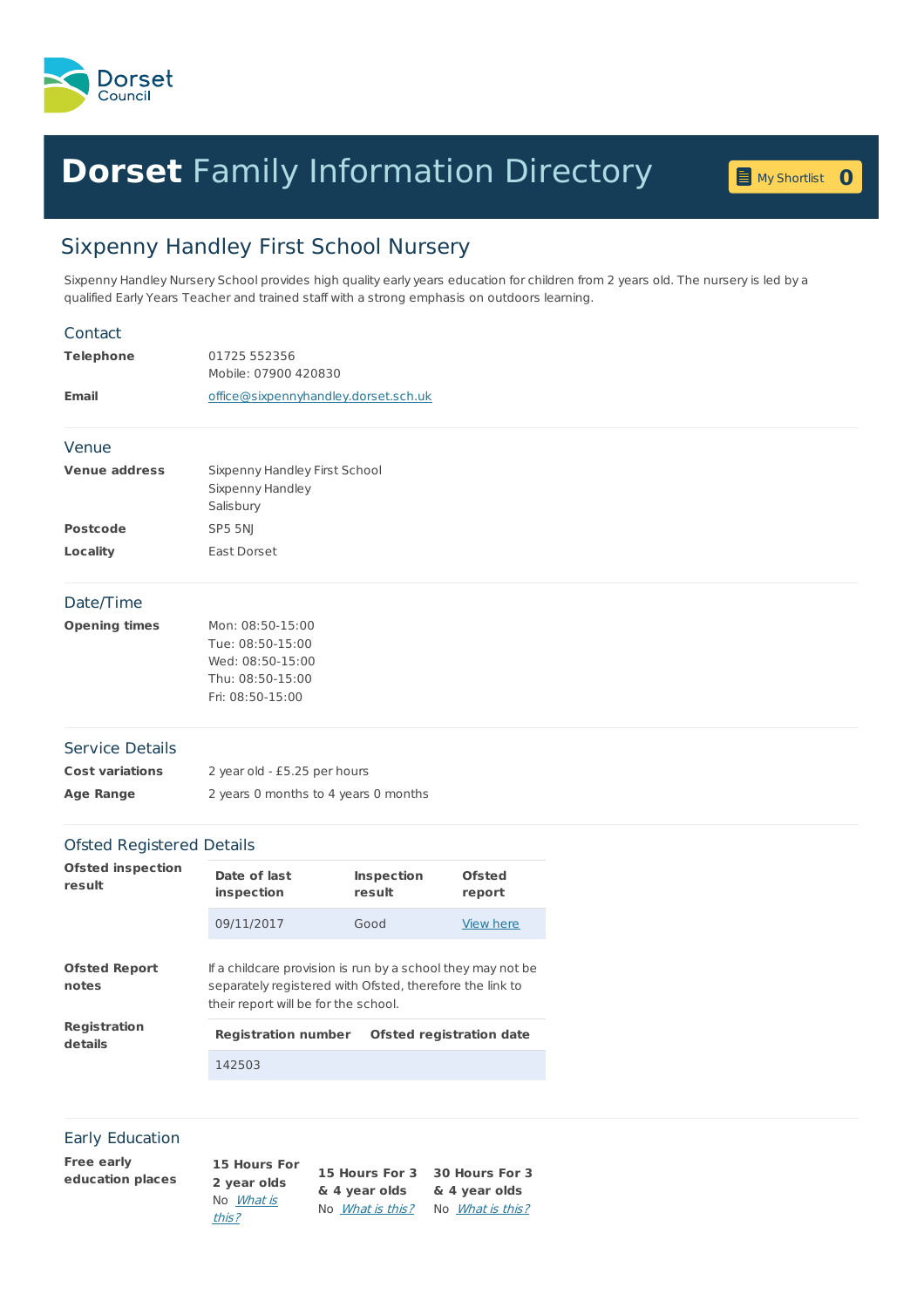Dorset Council

# **Dorset** Family Information Directory

My Shortlist 0

## Sixpenny Handley First School Nursery

Sixpenny Handley Nursery School provides high quality early years education for children from 2 years old. The nursery is led by a qualified Early Years Teacher and trained staff with a strong emphasis on outdoors learning.

### Contact

**Telephone** 01725 552356
Mobile: 07900 420830

**Email** office@sixpennyhandley.dorset.sch.uk

### Venue

**Venue address** Sixpenny Handley First School
Sixpenny Handley
Salisbury

**Postcode** SP5 5NJ

**Locality** East Dorset

### Date/Time

**Opening times**
Mon: 08:50-15:00
Tue: 08:50-15:00
Wed: 08:50-15:00
Thu: 08:50-15:00
Fri: 08:50-15:00

### Service Details

**Cost variations** 2 year old - £5.25 per hours

**Age Range** 2 years 0 months to 4 years 0 months

### Ofsted Registered Details

**Ofsted inspection result**

| Date of last inspection | Inspection result | Ofsted report |
| --- | --- | --- |
| 09/11/2017 | Good | View here |

**Ofsted Report notes** If a childcare provision is run by a school they may not be separately registered with Ofsted, therefore the link to their report will be for the school.

**Registration details**

| Registration number | Ofsted registration date |
| --- | --- |
| 142503 | |

### Early Education

**Free early education places**

| 15 Hours For 2 year olds | 15 Hours For 3 & 4 year olds | 30 Hours For 3 & 4 year olds |
| --- | --- | --- |
| No *What is this?* | No *What is this?* | No *What is this?* |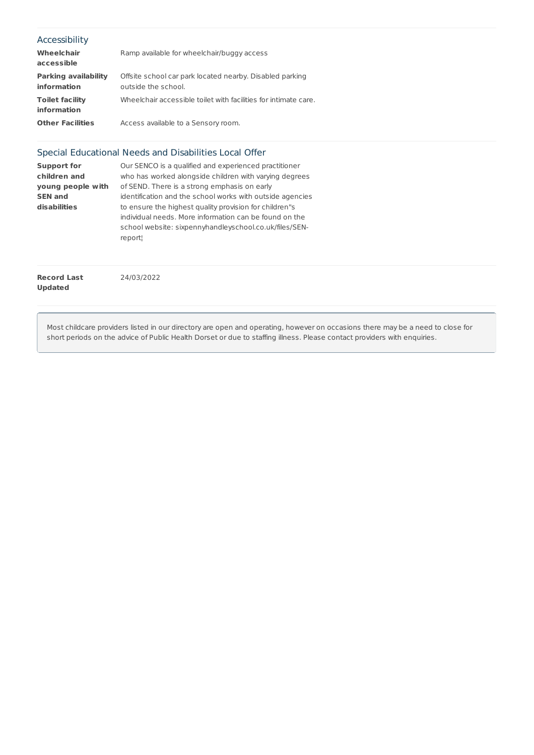## Accessibility

| | |
|---|---|
| **Wheelchair accessible** | Ramp available for wheelchair/buggy access |
| **Parking availability information** | Offsite school car park located nearby. Disabled parking outside the school. |
| **Toilet facility information** | Wheelchair accessible toilet with facilities for intimate care. |
| **Other Facilities** | Access available to a Sensory room. |

## Special Educational Needs and Disabilities Local Offer

| | |
|---|---|
| **Support for children and young people with SEN and disabilities** | Our SENCO is a qualified and experienced practitioner who has worked alongside children with varying degrees of SEND. There is a strong emphasis on early identification and the school works with outside agencies to ensure the highest quality provision for children''s individual needs. More information can be found on the school website: sixpennyhandleyschool.co.uk/files/SEN-report¦ |

| | |
|---|---|
| **Record Last Updated** | 24/03/2022 |

Most childcare providers listed in our directory are open and operating, however on occasions there may be a need to close for short periods on the advice of Public Health Dorset or due to staffing illness. Please contact providers with enquiries.